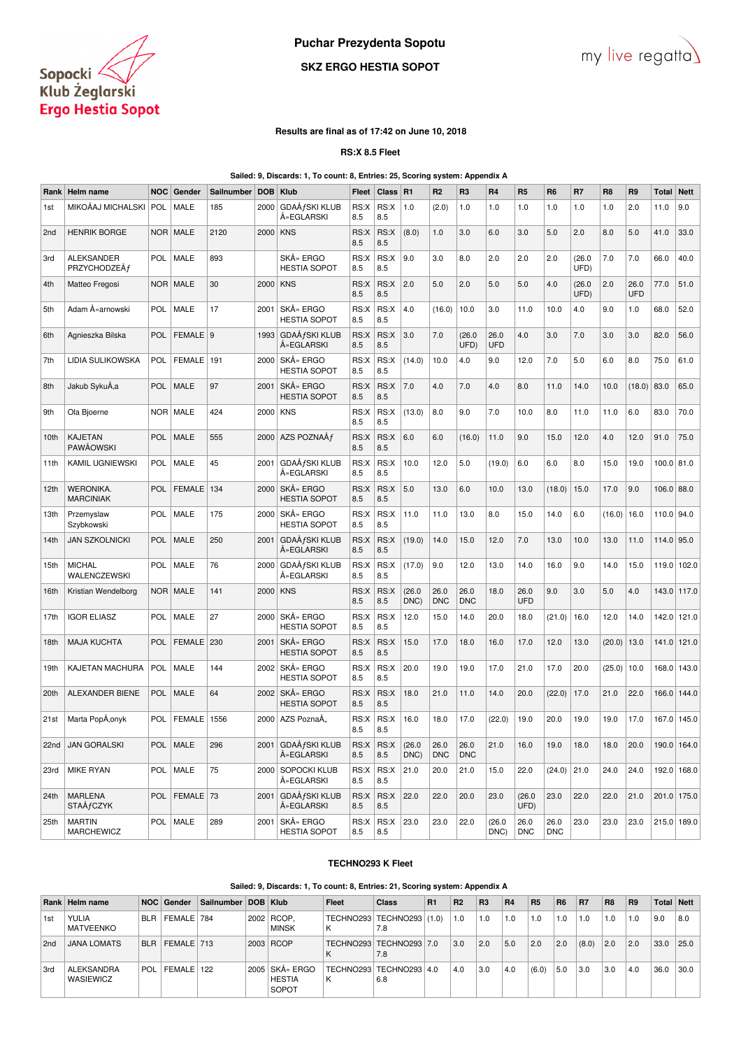# Puchar Prezydenta Sopotu

## SKZ ERGO HESTIA SOPOT

Results are final as of 17:42 on June 10, 2018

### RS:X 8.5 Fleet

Sailed: 9, Discards: 1, To count: 8, Entries: 25, Scoring system: Appendix A

| Rank | Helm name | NOC | Gender | Sailnumber | DOB | Klub | Fleet | Class | R1 | R2 | R3 | R4 | R5 | R6 | R7 | R8 | R9 | Total | Nett |
|---|---|---|---|---|---|---|---|---|---|---|---|---|---|---|---|---|---|---|---|
| 1st | MIKOÅAJ MICHALSKI | POL | MALE | 185 | 2000 | GDAÅƒSKI KLUB Å»EGLARSKI | RS:X 8.5 | RS:X 8.5 | 1.0 | (2.0) | 1.0 | 1.0 | 1.0 | 1.0 | 1.0 | 1.0 | 2.0 | 11.0 | 9.0 |
| 2nd | HENRIK BORGE | NOR | MALE | 2120 | 2000 | KNS | RS:X 8.5 | RS:X 8.5 | (8.0) | 1.0 | 3.0 | 6.0 | 3.0 | 5.0 | 2.0 | 8.0 | 5.0 | 41.0 | 33.0 |
| 3rd | ALEKSANDER PRZYCHODZEÅƒ | POL | MALE | 893 | | SKÅ» ERGO HESTIA SOPOT | RS:X 8.5 | RS:X 8.5 | 9.0 | 3.0 | 8.0 | 2.0 | 2.0 | 2.0 | (26.0 UFD) | 7.0 | 7.0 | 66.0 | 40.0 |
| 4th | Matteo Fregosi | NOR | MALE | 30 | 2000 | KNS | RS:X 8.5 | RS:X 8.5 | 2.0 | 5.0 | 2.0 | 5.0 | 5.0 | 4.0 | (26.0 UFD) | 2.0 | 26.0 UFD | 77.0 | 51.0 |
| 5th | Adam Å»arnowski | POL | MALE | 17 | 2001 | SKÅ» ERGO HESTIA SOPOT | RS:X 8.5 | RS:X 8.5 | 4.0 | (16.0) | 10.0 | 3.0 | 11.0 | 10.0 | 4.0 | 9.0 | 1.0 | 68.0 | 52.0 |
| 6th | Agnieszka Bilska | POL | FEMALE | 9 | 1993 | GDAÅƒSKI KLUB Å»EGLARSKI | RS:X 8.5 | RS:X 8.5 | 3.0 | 7.0 | (26.0 UFD) | 26.0 UFD | 4.0 | 3.0 | 7.0 | 3.0 | 3.0 | 82.0 | 56.0 |
| 7th | LIDIA SULIKOWSKA | POL | FEMALE | 191 | 2000 | SKÅ» ERGO HESTIA SOPOT | RS:X 8.5 | RS:X 8.5 | (14.0) | 10.0 | 4.0 | 9.0 | 12.0 | 7.0 | 5.0 | 6.0 | 8.0 | 75.0 | 61.0 |
| 8th | Jakub SykuÅ‚a | POL | MALE | 97 | 2001 | SKÅ» ERGO HESTIA SOPOT | RS:X 8.5 | RS:X 8.5 | 7.0 | 4.0 | 7.0 | 4.0 | 8.0 | 11.0 | 14.0 | 10.0 | (18.0) | 83.0 | 65.0 |
| 9th | Ola Bjoerne | NOR | MALE | 424 | 2000 | KNS | RS:X 8.5 | RS:X 8.5 | (13.0) | 8.0 | 9.0 | 7.0 | 10.0 | 8.0 | 11.0 | 11.0 | 6.0 | 83.0 | 70.0 |
| 10th | KAJETAN PAWÅOWSKI | POL | MALE | 555 | 2000 | AZS POZNAÅƒ | RS:X 8.5 | RS:X 8.5 | 6.0 | 6.0 | (16.0) | 11.0 | 9.0 | 15.0 | 12.0 | 4.0 | 12.0 | 91.0 | 75.0 |
| 11th | KAMIL UGNIEWSKI | POL | MALE | 45 | 2001 | GDAÅƒSKI KLUB Å»EGLARSKI | RS:X 8.5 | RS:X 8.5 | 10.0 | 12.0 | 5.0 | (19.0) | 6.0 | 6.0 | 8.0 | 15.0 | 19.0 | 100.0 | 81.0 |
| 12th | WERONIKA. MARCINIAK | POL | FEMALE | 134 | 2000 | SKÅ» ERGO HESTIA SOPOT | RS:X 8.5 | RS:X 8.5 | 5.0 | 13.0 | 6.0 | 10.0 | 13.0 | (18.0) | 15.0 | 17.0 | 9.0 | 106.0 | 88.0 |
| 13th | Przemyslaw Szybkowski | POL | MALE | 175 | 2000 | SKÅ» ERGO HESTIA SOPOT | RS:X 8.5 | RS:X 8.5 | 11.0 | 11.0 | 13.0 | 8.0 | 15.0 | 14.0 | 6.0 | (16.0) | 16.0 | 110.0 | 94.0 |
| 14th | JAN SZKOLNICKI | POL | MALE | 250 | 2001 | GDAÅƒSKI KLUB Å»EGLARSKI | RS:X 8.5 | RS:X 8.5 | (19.0) | 14.0 | 15.0 | 12.0 | 7.0 | 13.0 | 10.0 | 13.0 | 11.0 | 114.0 | 95.0 |
| 15th | MICHAL WALENCZEWSKI | POL | MALE | 76 | 2000 | GDAÅƒSKI KLUB Å»EGLARSKI | RS:X 8.5 | RS:X 8.5 | (17.0) | 9.0 | 12.0 | 13.0 | 14.0 | 16.0 | 9.0 | 14.0 | 15.0 | 119.0 | 102.0 |
| 16th | Kristian Wendelborg | NOR | MALE | 141 | 2000 | KNS | RS:X 8.5 | RS:X 8.5 | (26.0 DNC) | 26.0 DNC | 26.0 DNC | 18.0 | 26.0 UFD | 9.0 | 3.0 | 5.0 | 4.0 | 143.0 | 117.0 |
| 17th | IGOR ELIASZ | POL | MALE | 27 | 2000 | SKÅ» ERGO HESTIA SOPOT | RS:X 8.5 | RS:X 8.5 | 12.0 | 15.0 | 14.0 | 20.0 | 18.0 | (21.0) | 16.0 | 12.0 | 14.0 | 142.0 | 121.0 |
| 18th | MAJA KUCHTA | POL | FEMALE | 230 | 2001 | SKÅ» ERGO HESTIA SOPOT | RS:X 8.5 | RS:X 8.5 | 15.0 | 17.0 | 18.0 | 16.0 | 17.0 | 12.0 | 13.0 | (20.0) | 13.0 | 141.0 | 121.0 |
| 19th | KAJETAN MACHURA | POL | MALE | 144 | 2002 | SKÅ» ERGO HESTIA SOPOT | RS:X 8.5 | RS:X 8.5 | 20.0 | 19.0 | 19.0 | 17.0 | 21.0 | 17.0 | 20.0 | (25.0) | 10.0 | 168.0 | 143.0 |
| 20th | ALEXANDER BIENE | POL | MALE | 64 | 2002 | SKÅ» ERGO HESTIA SOPOT | RS:X 8.5 | RS:X 8.5 | 18.0 | 21.0 | 11.0 | 14.0 | 20.0 | (22.0) | 17.0 | 21.0 | 22.0 | 166.0 | 144.0 |
| 21st | Marta PopÅ‚onyk | POL | FEMALE | 1556 | 2000 | AZS PoznaÅ„ | RS:X 8.5 | RS:X 8.5 | 16.0 | 18.0 | 17.0 | (22.0) | 19.0 | 20.0 | 19.0 | 19.0 | 17.0 | 167.0 | 145.0 |
| 22nd | JAN GORALSKI | POL | MALE | 296 | 2001 | GDAÅƒSKI KLUB Å»EGLARSKI | RS:X 8.5 | RS:X 8.5 | (26.0 DNC) | 26.0 DNC | 26.0 DNC | 21.0 | 16.0 | 19.0 | 18.0 | 18.0 | 20.0 | 190.0 | 164.0 |
| 23rd | MIKE RYAN | POL | MALE | 75 | 2000 | SOPOCKI KLUB Å»EGLARSKI | RS:X 8.5 | RS:X 8.5 | 21.0 | 20.0 | 21.0 | 15.0 | 22.0 | (24.0) | 21.0 | 24.0 | 24.0 | 192.0 | 168.0 |
| 24th | MARLENA STAÅƒCZYK | POL | FEMALE | 73 | 2001 | GDAÅƒSKI KLUB Å»EGLARSKI | RS:X 8.5 | RS:X 8.5 | 22.0 | 22.0 | 20.0 | 23.0 | (26.0 UFD) | 23.0 | 22.0 | 22.0 | 21.0 | 201.0 | 175.0 |
| 25th | MARTIN MARCHEWICZ | POL | MALE | 289 | 2001 | SKÅ» ERGO HESTIA SOPOT | RS:X 8.5 | RS:X 8.5 | 23.0 | 23.0 | 22.0 | (26.0 DNC) | 26.0 DNC | 26.0 DNC | 23.0 | 23.0 | 23.0 | 215.0 | 189.0 |

### TECHNO293 K Fleet

Sailed: 9, Discards: 1, To count: 8, Entries: 21, Scoring system: Appendix A

| Rank | Helm name | NOC | Gender | Sailnumber | DOB | Klub | Fleet | Class | R1 | R2 | R3 | R4 | R5 | R6 | R7 | R8 | R9 | Total | Nett |
|---|---|---|---|---|---|---|---|---|---|---|---|---|---|---|---|---|---|---|---|
| 1st | YULIA MATVEENKO | BLR | FEMALE | 784 | 2002 | RCOP, MINSK | TECHNO293 K | TECHNO293 7.8 | (1.0) | 1.0 | 1.0 | 1.0 | 1.0 | 1.0 | 1.0 | 1.0 | 1.0 | 9.0 | 8.0 |
| 2nd | JANA LOMATS | BLR | FEMALE | 713 | 2003 | RCOP | TECHNO293 K | TECHNO293 7.8 | 7.0 | 3.0 | 2.0 | 5.0 | 2.0 | 2.0 | (8.0) | 2.0 | 2.0 | 33.0 | 25.0 |
| 3rd | ALEKSANDRA WASIEWICZ | POL | FEMALE | 122 | 2005 | SKÅ» ERGO HESTIA SOPOT | TECHNO293 K | TECHNO293 6.8 | 4.0 | 4.0 | 3.0 | 4.0 | (6.0) | 5.0 | 3.0 | 3.0 | 4.0 | 36.0 | 30.0 |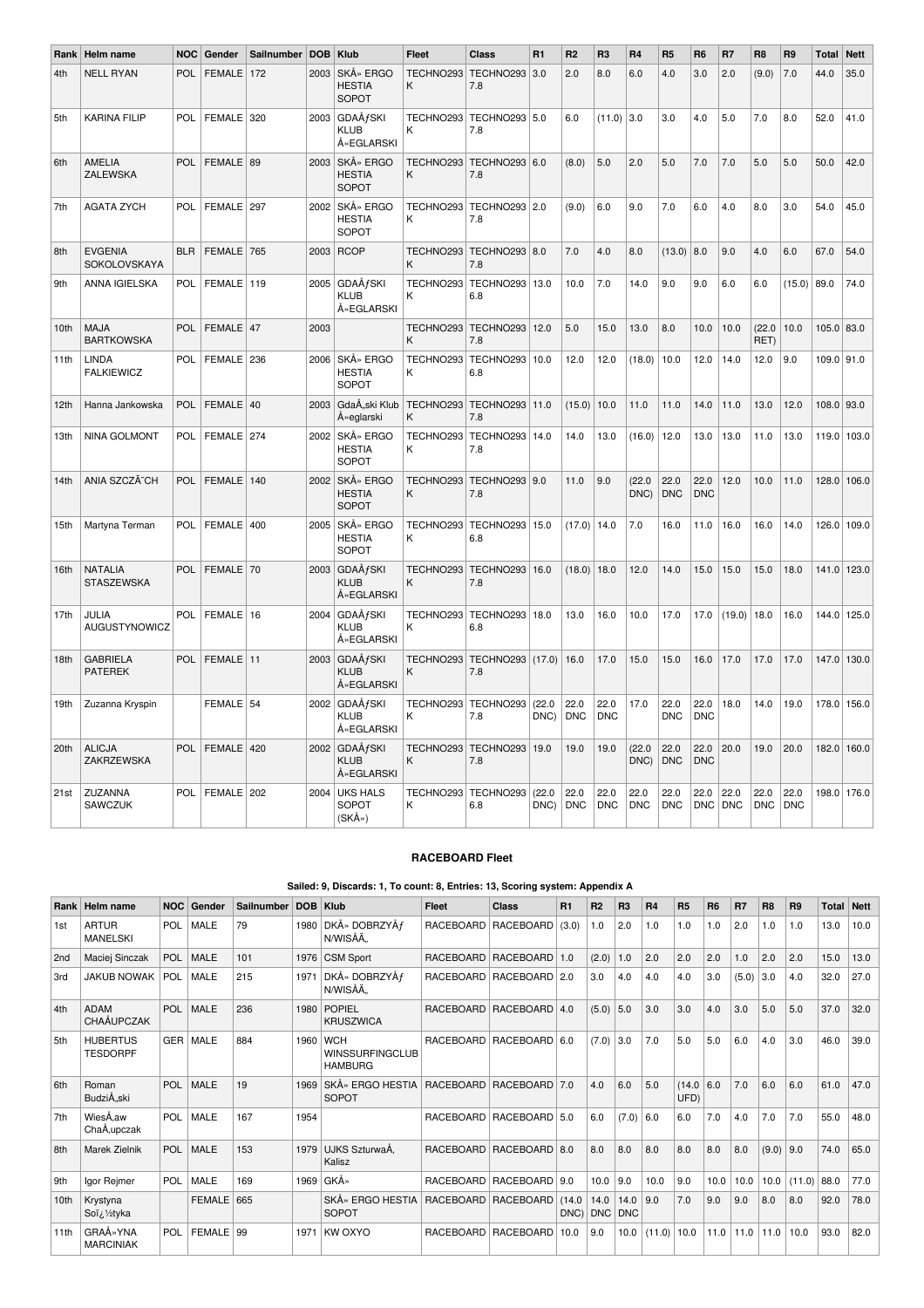| Rank | Helm name | NOC | Gender | Sailnumber | DOB | Klub | Fleet | Class | R1 | R2 | R3 | R4 | R5 | R6 | R7 | R8 | R9 | Total | Nett |
|---|---|---|---|---|---|---|---|---|---|---|---|---|---|---|---|---|---|---|---|
| 4th | NELL RYAN | POL | FEMALE | 172 | 2003 | SKÅ» ERGO HESTIA SOPOT | TECHNO293K | TECHNO293 7.8 | 3.0 | 2.0 | 8.0 | 6.0 | 4.0 | 3.0 | 2.0 | (9.0) | 7.0 | 44.0 | 35.0 |
| 5th | KARINA FILIP | POL | FEMALE | 320 | 2003 | GDAÅƒSKI KLUB Å»EGLARSKI | TECHNO293K | TECHNO293 7.8 | 5.0 | 6.0 | (11.0) | 3.0 | 3.0 | 4.0 | 5.0 | 7.0 | 8.0 | 52.0 | 41.0 |
| 6th | AMELIA ZALEWSKA | POL | FEMALE | 89 | 2003 | SKÅ» ERGO HESTIA SOPOT | TECHNO293K | TECHNO293 7.8 | 6.0 | (8.0) | 5.0 | 2.0 | 5.0 | 7.0 | 7.0 | 5.0 | 5.0 | 50.0 | 42.0 |
| 7th | AGATA ZYCH | POL | FEMALE | 297 | 2002 | SKÅ» ERGO HESTIA SOPOT | TECHNO293K | TECHNO293 7.8 | 2.0 | (9.0) | 6.0 | 9.0 | 7.0 | 6.0 | 4.0 | 8.0 | 3.0 | 54.0 | 45.0 |
| 8th | EVGENIA SOKOLOVSKAYA | BLR | FEMALE | 765 | 2003 | RCOP | TECHNO293K | TECHNO293 7.8 | 8.0 | 7.0 | 4.0 | 8.0 | (13.0) | 8.0 | 9.0 | 4.0 | 6.0 | 67.0 | 54.0 |
| 9th | ANNA IGIELSKA | POL | FEMALE | 119 | 2005 | GDAÅƒSKI KLUB Å»EGLARSKI | TECHNO293K | TECHNO293 6.8 | 13.0 | 10.0 | 7.0 | 14.0 | 9.0 | 9.0 | 6.0 | 6.0 | (15.0) | 89.0 | 74.0 |
| 10th | MAJA BARTKOWSKA | POL | FEMALE | 47 | 2003 | | TECHNO293K | TECHNO293 7.8 | 12.0 | 5.0 | 15.0 | 13.0 | 8.0 | 10.0 | 10.0 | (22.0 RET) | 10.0 | 105.0 | 83.0 |
| 11th | LINDA FALKIEWICZ | POL | FEMALE | 236 | 2006 | SKÅ» ERGO HESTIA SOPOT | TECHNO293K | TECHNO293 6.8 | 10.0 | 12.0 | 12.0 | (18.0) | 10.0 | 12.0 | 14.0 | 12.0 | 9.0 | 109.0 | 91.0 |
| 12th | Hanna Jankowska | POL | FEMALE | 40 | 2003 | GdaÅ„ski Klub Å»eglarski | TECHNO293K | TECHNO293 7.8 | 11.0 | (15.0) | 10.0 | 11.0 | 11.0 | 14.0 | 11.0 | 13.0 | 12.0 | 108.0 | 93.0 |
| 13th | NINA GOLMONT | POL | FEMALE | 274 | 2002 | SKÅ» ERGO HESTIA SOPOT | TECHNO293K | TECHNO293 7.8 | 14.0 | 14.0 | 13.0 | (16.0) | 12.0 | 13.0 | 13.0 | 11.0 | 13.0 | 119.0 | 103.0 |
| 14th | ANIA SZCZÄ˜CH | POL | FEMALE | 140 | 2002 | SKÅ» ERGO HESTIA SOPOT | TECHNO293K | TECHNO293 7.8 | 9.0 | 11.0 | 9.0 | (22.0 DNC) | 22.0 DNC | 22.0 DNC | 12.0 | 10.0 | 11.0 | 128.0 | 106.0 |
| 15th | Martyna Terman | POL | FEMALE | 400 | 2005 | SKÅ» ERGO HESTIA SOPOT | TECHNO293K | TECHNO293 6.8 | 15.0 | (17.0) | 14.0 | 7.0 | 16.0 | 11.0 | 16.0 | 16.0 | 14.0 | 126.0 | 109.0 |
| 16th | NATALIA STASZEWSKA | POL | FEMALE | 70 | 2003 | GDAÅƒSKI KLUB Å»EGLARSKI | TECHNO293K | TECHNO293 7.8 | 16.0 | (18.0) | 18.0 | 12.0 | 14.0 | 15.0 | 15.0 | 15.0 | 18.0 | 141.0 | 123.0 |
| 17th | JULIA AUGUSTYNOWICZ | POL | FEMALE | 16 | 2004 | GDAÅƒSKI KLUB Å»EGLARSKI | TECHNO293K | TECHNO293 6.8 | 18.0 | 13.0 | 16.0 | 10.0 | 17.0 | 17.0 | (19.0) | 18.0 | 16.0 | 144.0 | 125.0 |
| 18th | GABRIELA PATEREK | POL | FEMALE | 11 | 2003 | GDAÅƒSKI KLUB Å»EGLARSKI | TECHNO293K | TECHNO293 7.8 | (17.0) | 16.0 | 17.0 | 15.0 | 15.0 | 16.0 | 17.0 | 17.0 | 17.0 | 147.0 | 130.0 |
| 19th | Zuzanna Kryspin | | FEMALE | 54 | 2002 | GDAÅƒSKI KLUB Å»EGLARSKI | TECHNO293K | TECHNO293 7.8 | (22.0 DNC) | 22.0 DNC | 22.0 DNC | 17.0 | 22.0 DNC | 22.0 DNC | 18.0 | 14.0 | 19.0 | 178.0 | 156.0 |
| 20th | ALICJA ZAKRZEWSKA | POL | FEMALE | 420 | 2002 | GDAÅƒSKI KLUB Å»EGLARSKI | TECHNO293K | TECHNO293 7.8 | 19.0 | 19.0 | 19.0 | (22.0 DNC) | 22.0 DNC | 22.0 DNC | 20.0 | 19.0 | 20.0 | 182.0 | 160.0 |
| 21st | ZUZANNA SAWCZUK | POL | FEMALE | 202 | 2004 | UKS HALS SOPOT (SKÅ») | TECHNO293K | TECHNO293 6.8 | (22.0 DNC) | 22.0 DNC | 22.0 DNC | 22.0 DNC | 22.0 DNC | 22.0 DNC | 22.0 DNC | 22.0 DNC | 22.0 DNC | 198.0 | 176.0 |

### RACEBOARD Fleet

**Sailed: 9, Discards: 1, To count: 8, Entries: 13, Scoring system: Appendix A**

| Rank | Helm name | NOC | Gender | Sailnumber | DOB | Klub | Fleet | Class | R1 | R2 | R3 | R4 | R5 | R6 | R7 | R8 | R9 | Total | Nett |
|---|---|---|---|---|---|---|---|---|---|---|---|---|---|---|---|---|---|---|---|
| 1st | ARTUR MANELSKI | POL | MALE | 79 | 1980 | DKÅ» DOBRZYÅƒ N/WISÄÅ„ | RACEBOARD | RACEBOARD | (3.0) | 1.0 | 2.0 | 1.0 | 1.0 | 1.0 | 2.0 | 1.0 | 1.0 | 13.0 | 10.0 |
| 2nd | Maciej Sinczak | POL | MALE | 101 | 1976 | CSM Sport | RACEBOARD | RACEBOARD | 1.0 | (2.0) | 1.0 | 2.0 | 2.0 | 2.0 | 1.0 | 2.0 | 2.0 | 15.0 | 13.0 |
| 3rd | JAKUB NOWAK | POL | MALE | 215 | 1971 | DKÅ» DOBRZYÅƒ N/WISÄÅ„ | RACEBOARD | RACEBOARD | 2.0 | 3.0 | 4.0 | 4.0 | 4.0 | 3.0 | (5.0) | 3.0 | 4.0 | 32.0 | 27.0 |
| 4th | ADAM CHAÅUPCZAK | POL | MALE | 236 | 1980 | POPIEL KRUSZWICA | RACEBOARD | RACEBOARD | 4.0 | (5.0) | 5.0 | 3.0 | 3.0 | 4.0 | 3.0 | 5.0 | 5.0 | 37.0 | 32.0 |
| 5th | HUBERTUS TESDORPF | GER | MALE | 884 | 1960 | WCH WINSSURFINGCLUB HAMBURG | RACEBOARD | RACEBOARD | 6.0 | (7.0) | 3.0 | 7.0 | 5.0 | 5.0 | 6.0 | 4.0 | 3.0 | 46.0 | 39.0 |
| 6th | Roman BudziÅ„ski | POL | MALE | 19 | 1969 | SKÅ» ERGO HESTIA SOPOT | RACEBOARD | RACEBOARD | 7.0 | 4.0 | 6.0 | 5.0 | (14.0 UFD) | 6.0 | 7.0 | 6.0 | 6.0 | 61.0 | 47.0 |
| 7th | WiesÅ‚aw ChaÅ‚upczak | POL | MALE | 167 | 1954 | | RACEBOARD | RACEBOARD | 5.0 | 6.0 | (7.0) | 6.0 | 6.0 | 7.0 | 4.0 | 7.0 | 7.0 | 55.0 | 48.0 |
| 8th | Marek Zielnik | POL | MALE | 153 | 1979 | UJKS SzturwaÅ‚ Kalisz | RACEBOARD | RACEBOARD | 8.0 | 8.0 | 8.0 | 8.0 | 8.0 | 8.0 | 8.0 | (9.0) | 9.0 | 74.0 | 65.0 |
| 9th | Igor Rejmer | POL | MALE | 169 | 1969 | GKÅ» | RACEBOARD | RACEBOARD | 9.0 | 10.0 | 9.0 | 10.0 | 9.0 | 10.0 | 10.0 | 10.0 | (11.0) | 88.0 | 77.0 |
| 10th | Krystyna Soï¿½tyka | | FEMALE | 665 | | SKÅ» ERGO HESTIA SOPOT | RACEBOARD | RACEBOARD | (14.0 DNC) | 14.0 DNC | 14.0 DNC | 9.0 | 7.0 | 9.0 | 9.0 | 8.0 | 8.0 | 92.0 | 78.0 |
| 11th | GRAÅ»YNA MARCINIAK | POL | FEMALE | 99 | 1971 | KW OXYO | RACEBOARD | RACEBOARD | 10.0 | 9.0 | 10.0 | (11.0) | 10.0 | 11.0 | 11.0 | 11.0 | 10.0 | 93.0 | 82.0 |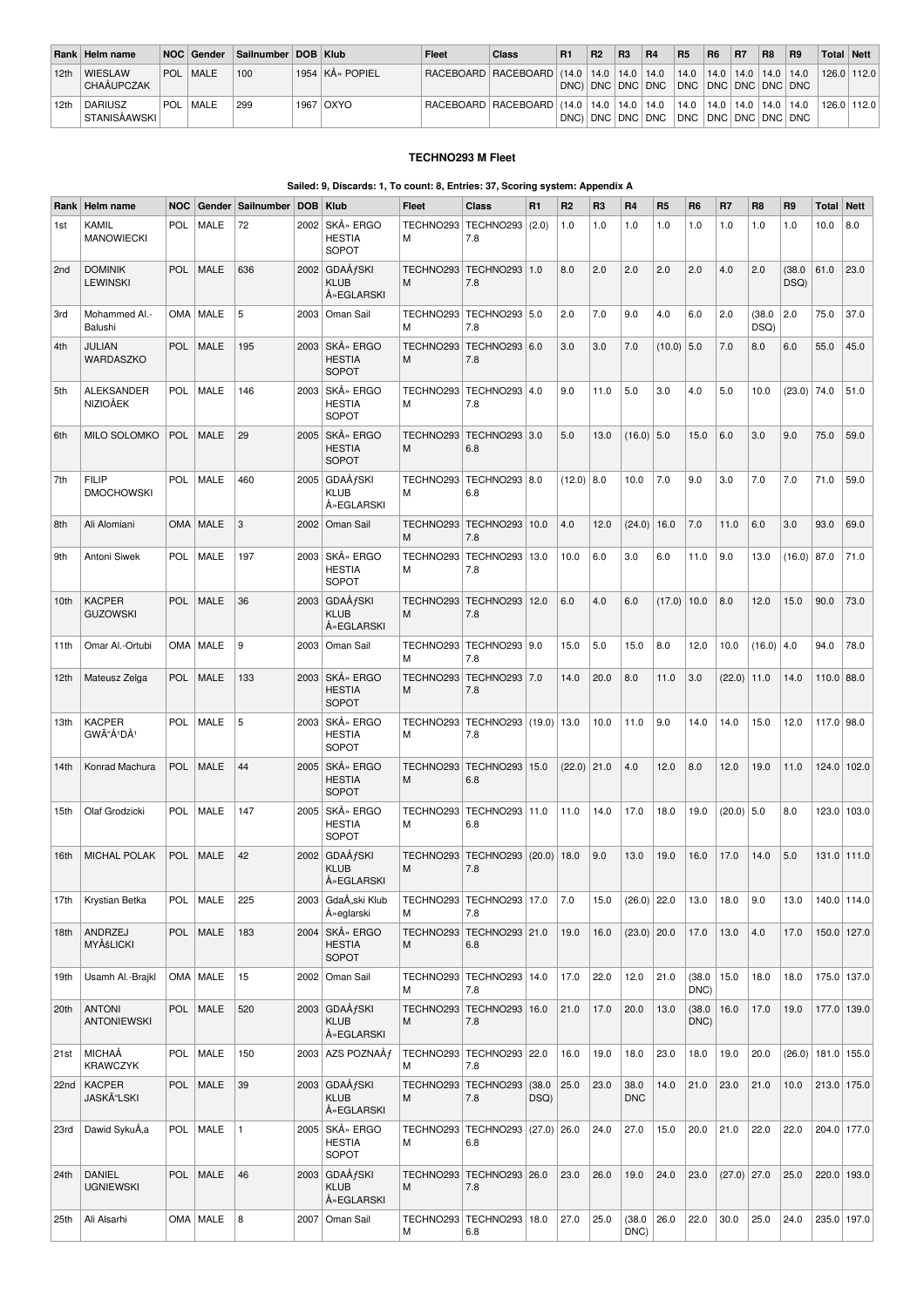| Rank | Helm name | NOC | Gender | Sailnumber | DOB | Klub | Fleet | Class | R1 | R2 | R3 | R4 | R5 | R6 | R7 | R8 | R9 | Total | Nett |
|---|---|---|---|---|---|---|---|---|---|---|---|---|---|---|---|---|---|---|---|
| 12th | WIESLAW CHAÅUPCZAK | POL | MALE | 100 | 1954 | KÅ» POPIEL | RACEBOARD | RACEBOARD | (14.0 DNC) | 14.0 DNC | 14.0 DNC | 14.0 DNC | 14.0 DNC | 14.0 DNC | 14.0 DNC | 14.0 DNC | 14.0 DNC | 126.0 | 112.0 |
| 12th | DARIUSZ STANISÅAWSKI | POL | MALE | 299 | 1967 | OXYO | RACEBOARD | RACEBOARD | (14.0 DNC) | 14.0 DNC | 14.0 DNC | 14.0 DNC | 14.0 DNC | 14.0 DNC | 14.0 DNC | 14.0 DNC | 14.0 DNC | 126.0 | 112.0 |

### TECHNO293 M Fleet

**Sailed: 9, Discards: 1, To count: 8, Entries: 37, Scoring system: Appendix A**

| Rank | Helm name | NOC | Gender | Sailnumber | DOB | Klub | Fleet | Class | R1 | R2 | R3 | R4 | R5 | R6 | R7 | R8 | R9 | Total | Nett |
|---|---|---|---|---|---|---|---|---|---|---|---|---|---|---|---|---|---|---|---|
| 1st | KAMIL MANOWIECKI | POL | MALE | 72 | 2002 | SKÅ» ERGO HESTIA SOPOT | TECHNO293 M | TECHNO293 7.8 | (2.0) | 1.0 | 1.0 | 1.0 | 1.0 | 1.0 | 1.0 | 1.0 | 1.0 | 10.0 | 8.0 |
| 2nd | DOMINIK LEWINSKI | POL | MALE | 636 | 2002 | GDAÅƒSKI KLUB Å»EGLARSKI | TECHNO293 M | TECHNO293 7.8 | 1.0 | 8.0 | 2.0 | 2.0 | 2.0 | 2.0 | 4.0 | 2.0 | (38.0 DSQ) | 61.0 | 23.0 |
| 3rd | Mohammed Al.-Balushi | OMA | MALE | 5 | 2003 | Oman Sail | TECHNO293 M | TECHNO293 7.8 | 5.0 | 2.0 | 7.0 | 9.0 | 4.0 | 6.0 | 2.0 | (38.0 DSQ) | 2.0 | 75.0 | 37.0 |
| 4th | JULIAN WARDASZKO | POL | MALE | 195 | 2003 | SKÅ» ERGO HESTIA SOPOT | TECHNO293 M | TECHNO293 7.8 | 6.0 | 3.0 | 3.0 | 7.0 | (10.0) | 5.0 | 7.0 | 8.0 | 6.0 | 55.0 | 45.0 |
| 5th | ALEKSANDER NIZIOÅEK | POL | MALE | 146 | 2003 | SKÅ» ERGO HESTIA SOPOT | TECHNO293 M | TECHNO293 7.8 | 4.0 | 9.0 | 11.0 | 5.0 | 3.0 | 4.0 | 5.0 | 10.0 | (23.0) | 74.0 | 51.0 |
| 6th | MILO SOLOMKO | POL | MALE | 29 | 2005 | SKÅ» ERGO HESTIA SOPOT | TECHNO293 M | TECHNO293 6.8 | 3.0 | 5.0 | 13.0 | (16.0) | 5.0 | 15.0 | 6.0 | 3.0 | 9.0 | 75.0 | 59.0 |
| 7th | FILIP DMOCHOWSKI | POL | MALE | 460 | 2005 | GDAÅƒSKI KLUB Å»EGLARSKI | TECHNO293 M | TECHNO293 6.8 | 8.0 | (12.0) | 8.0 | 10.0 | 7.0 | 9.0 | 3.0 | 7.0 | 7.0 | 71.0 | 59.0 |
| 8th | Ali Alomiani | OMA | MALE | 3 | 2002 | Oman Sail | TECHNO293 M | TECHNO293 7.8 | 10.0 | 4.0 | 12.0 | (24.0) | 16.0 | 7.0 | 11.0 | 6.0 | 3.0 | 93.0 | 69.0 |
| 9th | Antoni Siwek | POL | MALE | 197 | 2003 | SKÅ» ERGO HESTIA SOPOT | TECHNO293 M | TECHNO293 7.8 | 13.0 | 10.0 | 6.0 | 3.0 | 6.0 | 11.0 | 9.0 | 13.0 | (16.0) | 87.0 | 71.0 |
| 10th | KACPER GUZOWSKI | POL | MALE | 36 | 2003 | GDAÅƒSKI KLUB Å»EGLARSKI | TECHNO293 M | TECHNO293 7.8 | 12.0 | 6.0 | 4.0 | 6.0 | (17.0) | 10.0 | 8.0 | 12.0 | 15.0 | 90.0 | 73.0 |
| 11th | Omar Al.-Ortubi | OMA | MALE | 9 | 2003 | Oman Sail | TECHNO293 M | TECHNO293 7.8 | 9.0 | 15.0 | 5.0 | 15.0 | 8.0 | 12.0 | 10.0 | (16.0) | 4.0 | 94.0 | 78.0 |
| 12th | Mateusz Zelga | POL | MALE | 133 | 2003 | SKÅ» ERGO HESTIA SOPOT | TECHNO293 M | TECHNO293 7.8 | 7.0 | 14.0 | 20.0 | 8.0 | 11.0 | 3.0 | (22.0) | 11.0 | 14.0 | 110.0 | 88.0 |
| 13th | KACPER GWÃ°Å¹DÅ¹ | POL | MALE | 5 | 2003 | SKÅ» ERGO HESTIA SOPOT | TECHNO293 M | TECHNO293 7.8 | (19.0) | 13.0 | 10.0 | 11.0 | 9.0 | 14.0 | 14.0 | 15.0 | 12.0 | 117.0 | 98.0 |
| 14th | Konrad Machura | POL | MALE | 44 | 2005 | SKÅ» ERGO HESTIA SOPOT | TECHNO293 M | TECHNO293 6.8 | 15.0 | (22.0) | 21.0 | 4.0 | 12.0 | 8.0 | 12.0 | 19.0 | 11.0 | 124.0 | 102.0 |
| 15th | Olaf Grodzicki | POL | MALE | 147 | 2005 | SKÅ» ERGO HESTIA SOPOT | TECHNO293 M | TECHNO293 6.8 | 11.0 | 11.0 | 14.0 | 17.0 | 18.0 | 19.0 | (20.0) | 5.0 | 8.0 | 123.0 | 103.0 |
| 16th | MICHAL POLAK | POL | MALE | 42 | 2002 | GDAÅƒSKI KLUB Å»EGLARSKI | TECHNO293 M | TECHNO293 7.8 | (20.0) | 18.0 | 9.0 | 13.0 | 19.0 | 16.0 | 17.0 | 14.0 | 5.0 | 131.0 | 111.0 |
| 17th | Krystian Betka | POL | MALE | 225 | 2003 | GdaÅ„ski Klub Å»eglarski | TECHNO293 M | TECHNO293 7.8 | 17.0 | 7.0 | 15.0 | (26.0) | 22.0 | 13.0 | 18.0 | 9.0 | 13.0 | 140.0 | 114.0 |
| 18th | ANDRZEJ MYÅšLICKI | POL | MALE | 183 | 2004 | SKÅ» ERGO HESTIA SOPOT | TECHNO293 M | TECHNO293 6.8 | 21.0 | 19.0 | 16.0 | (23.0) | 20.0 | 17.0 | 13.0 | 4.0 | 17.0 | 150.0 | 127.0 |
| 19th | Usamh Al.-Brajkl | OMA | MALE | 15 | 2002 | Oman Sail | TECHNO293 M | TECHNO293 7.8 | 14.0 | 17.0 | 22.0 | 12.0 | 21.0 | (38.0 DNC) | 15.0 | 18.0 | 18.0 | 175.0 | 137.0 |
| 20th | ANTONI ANTONIEWSKI | POL | MALE | 520 | 2003 | GDAÅƒSKI KLUB Å»EGLARSKI | TECHNO293 M | TECHNO293 7.8 | 16.0 | 21.0 | 17.0 | 20.0 | 13.0 | (38.0 DNC) | 16.0 | 17.0 | 19.0 | 177.0 | 139.0 |
| 21st | MICHAÅ KRAWCZYK | POL | MALE | 150 | 2003 | AZS POZNAÅƒ | TECHNO293 M | TECHNO293 7.8 | 22.0 | 16.0 | 19.0 | 18.0 | 23.0 | 18.0 | 19.0 | 20.0 | (26.0) | 181.0 | 155.0 |
| 22nd | KACPER JASKÃ"LSKI | POL | MALE | 39 | 2003 | GDAÅƒSKI KLUB Å»EGLARSKI | TECHNO293 M | TECHNO293 7.8 | (38.0 DSQ) | 25.0 | 23.0 | 38.0 DNC | 14.0 | 21.0 | 23.0 | 21.0 | 10.0 | 213.0 | 175.0 |
| 23rd | Dawid SykuÅ‚a | POL | MALE | 1 | 2005 | SKÅ» ERGO HESTIA SOPOT | TECHNO293 M | TECHNO293 6.8 | (27.0) | 26.0 | 24.0 | 27.0 | 15.0 | 20.0 | 21.0 | 22.0 | 22.0 | 204.0 | 177.0 |
| 24th | DANIEL UGNIEWSKI | POL | MALE | 46 | 2003 | GDAÅƒSKI KLUB Å»EGLARSKI | TECHNO293 M | TECHNO293 7.8 | 26.0 | 23.0 | 26.0 | 19.0 | 24.0 | 23.0 | (27.0) | 27.0 | 25.0 | 220.0 | 193.0 |
| 25th | Ali Alsarhi | OMA | MALE | 8 | 2007 | Oman Sail | TECHNO293 M | TECHNO293 6.8 | 18.0 | 27.0 | 25.0 | (38.0 DNC) | 26.0 | 22.0 | 30.0 | 25.0 | 24.0 | 235.0 | 197.0 |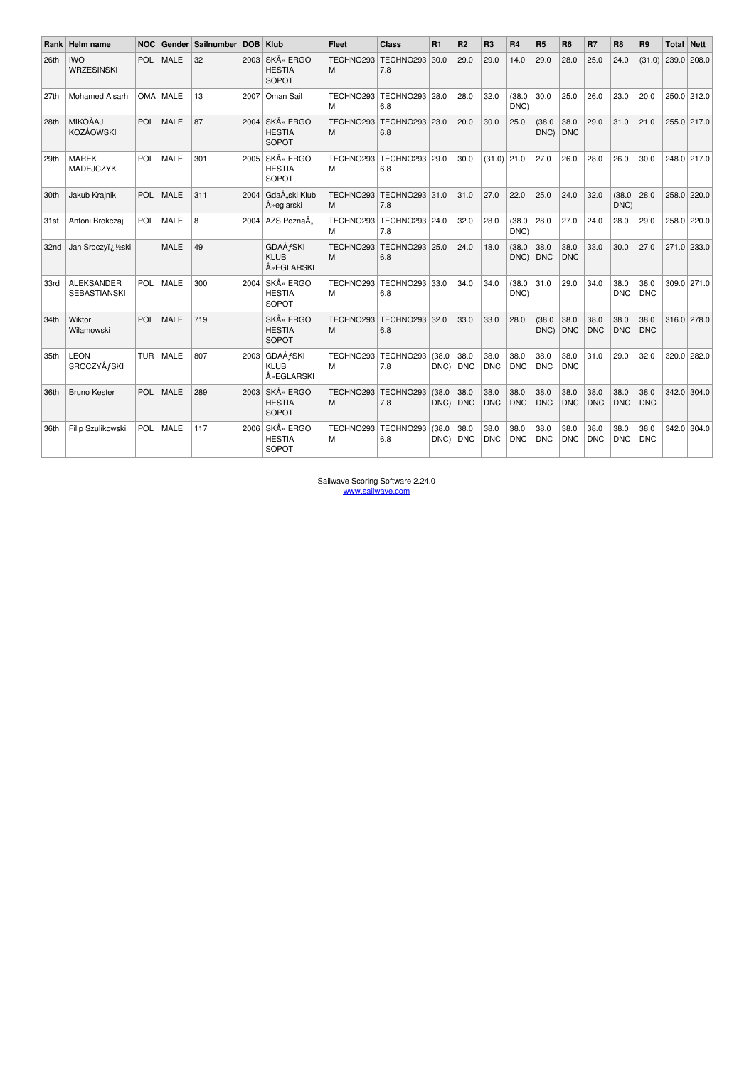| Rank | Helm name | NOC | Gender | Sailnumber | DOB | Klub | Fleet | Class | R1 | R2 | R3 | R4 | R5 | R6 | R7 | R8 | R9 | Total | Nett |
|---|---|---|---|---|---|---|---|---|---|---|---|---|---|---|---|---|---|---|---|
| 26th | IWO WRZESINSKI | POL | MALE | 32 | 2003 | SKÅ» ERGO HESTIA SOPOT | TECHNO293 M | TECHNO293 7.8 | 30.0 | 29.0 | 29.0 | 14.0 | 29.0 | 28.0 | 25.0 | 24.0 | (31.0) | 239.0 | 208.0 |
| 27th | Mohamed Alsarhi | OMA | MALE | 13 | 2007 | Oman Sail | TECHNO293 M | TECHNO293 6.8 | 28.0 | 28.0 | 32.0 | (38.0 DNC) | 30.0 | 25.0 | 26.0 | 23.0 | 20.0 | 250.0 | 212.0 |
| 28th | MIKOÅAJ KOZÅOWSKI | POL | MALE | 87 | 2004 | SKÅ» ERGO HESTIA SOPOT | TECHNO293 M | TECHNO293 6.8 | 23.0 | 20.0 | 30.0 | 25.0 | (38.0 DNC) | 38.0 DNC | 29.0 | 31.0 | 21.0 | 255.0 | 217.0 |
| 29th | MAREK MADEJCZYK | POL | MALE | 301 | 2005 | SKÅ» ERGO HESTIA SOPOT | TECHNO293 M | TECHNO293 6.8 | 29.0 | 30.0 | (31.0) | 21.0 | 27.0 | 26.0 | 28.0 | 26.0 | 30.0 | 248.0 | 217.0 |
| 30th | Jakub Krajnik | POL | MALE | 311 | 2004 | GdaÅ„ski Klub Å»eglarski | TECHNO293 M | TECHNO293 7.8 | 31.0 | 31.0 | 27.0 | 22.0 | 25.0 | 24.0 | 32.0 | (38.0 DNC) | 28.0 | 258.0 | 220.0 |
| 31st | Antoni Brokczaj | POL | MALE | 8 | 2004 | AZS PoznaÅ„ | TECHNO293 M | TECHNO293 7.8 | 24.0 | 32.0 | 28.0 | (38.0 DNC) | 28.0 | 27.0 | 24.0 | 28.0 | 29.0 | 258.0 | 220.0 |
| 32nd | Jan Sroczyï¿½ski | | MALE | 49 | | GDAÅƒSKI KLUB Å»EGLARSKI | TECHNO293 M | TECHNO293 6.8 | 25.0 | 24.0 | 18.0 | (38.0 DNC) | 38.0 DNC | 38.0 DNC | 33.0 | 30.0 | 27.0 | 271.0 | 233.0 |
| 33rd | ALEKSANDER SEBASTIANSKI | POL | MALE | 300 | 2004 | SKÅ» ERGO HESTIA SOPOT | TECHNO293 M | TECHNO293 6.8 | 33.0 | 34.0 | 34.0 | (38.0 DNC) | 31.0 | 29.0 | 34.0 | 38.0 DNC | 38.0 DNC | 309.0 | 271.0 |
| 34th | Wiktor Wilamowski | POL | MALE | 719 | | SKÅ» ERGO HESTIA SOPOT | TECHNO293 M | TECHNO293 6.8 | 32.0 | 33.0 | 33.0 | 28.0 | (38.0 DNC) | 38.0 DNC | 38.0 DNC | 38.0 DNC | 38.0 DNC | 316.0 | 278.0 |
| 35th | LEON SROCZYÅƒSKI | TUR | MALE | 807 | 2003 | GDAÅƒSKI KLUB Å»EGLARSKI | TECHNO293 M | TECHNO293 7.8 | (38.0 DNC) | 38.0 DNC | 38.0 DNC | 38.0 DNC | 38.0 DNC | 38.0 DNC | 31.0 | 29.0 | 32.0 | 320.0 | 282.0 |
| 36th | Bruno Kester | POL | MALE | 289 | 2003 | SKÅ» ERGO HESTIA SOPOT | TECHNO293 M | TECHNO293 7.8 | (38.0 DNC) | 38.0 DNC | 38.0 DNC | 38.0 DNC | 38.0 DNC | 38.0 DNC | 38.0 DNC | 38.0 DNC | 38.0 DNC | 342.0 | 304.0 |
| 36th | Filip Szulikowski | POL | MALE | 117 | 2006 | SKÅ» ERGO HESTIA SOPOT | TECHNO293 M | TECHNO293 6.8 | (38.0 DNC) | 38.0 DNC | 38.0 DNC | 38.0 DNC | 38.0 DNC | 38.0 DNC | 38.0 DNC | 38.0 DNC | 38.0 DNC | 342.0 | 304.0 |

Sailwave Scoring Software 2.24.0
www.sailwave.com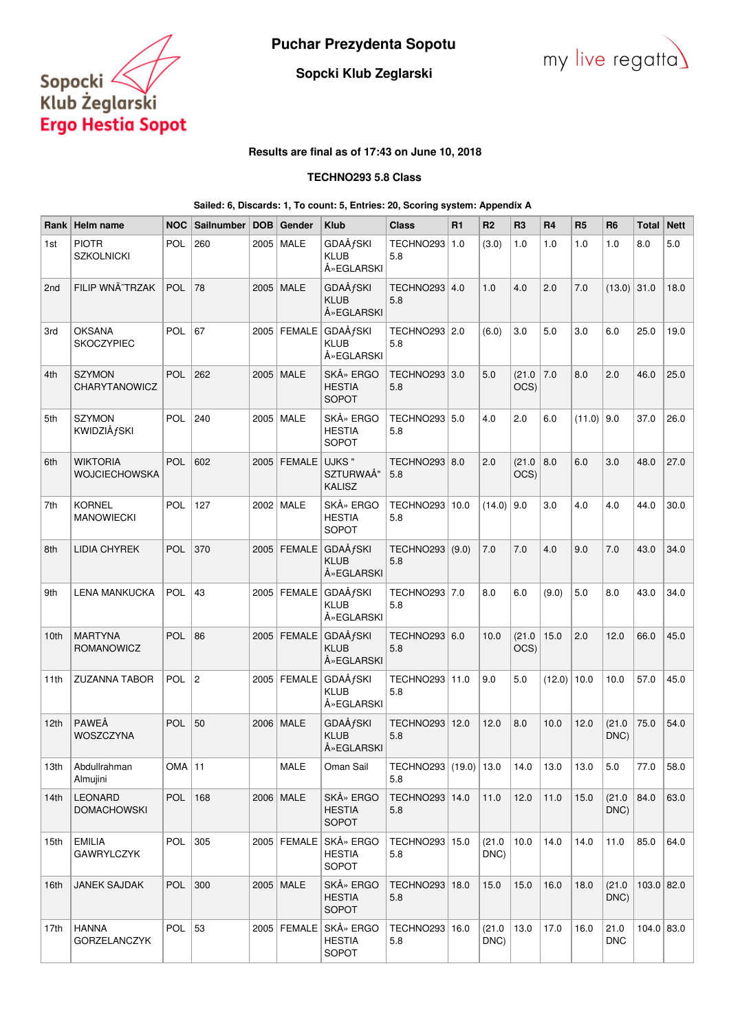# Puchar Prezydenta Sopotu

## Sopcki Klub Zeglarski

**Results are final as of 17:43 on June 10, 2018**

**TECHNO293 5.8 Class**

**Sailed: 6, Discards: 1, To count: 5, Entries: 20, Scoring system: Appendix A**

| Rank | Helm name | NOC | Sailnumber | DOB | Gender | Klub | Class | R1 | R2 | R3 | R4 | R5 | R6 | Total | Nett |
|---|---|---|---|---|---|---|---|---|---|---|---|---|---|---|---|
| 1st | PIOTR SZKOLNICKI | POL | 260 | 2005 | MALE | GDAÅƒSKI KLUB Å»EGLARSKI | TECHNO293 5.8 | 1.0 | (3.0) | 1.0 | 1.0 | 1.0 | 1.0 | 8.0 | 5.0 |
| 2nd | FILIP WNÄ˜TRZAK | POL | 78 | 2005 | MALE | GDAÅƒSKI KLUB Å»EGLARSKI | TECHNO293 5.8 | 4.0 | 1.0 | 4.0 | 2.0 | 7.0 | (13.0) | 31.0 | 18.0 |
| 3rd | OKSANA SKOCZYPIEC | POL | 67 | 2005 | FEMALE | GDAÅƒSKI KLUB Å»EGLARSKI | TECHNO293 5.8 | 2.0 | (6.0) | 3.0 | 5.0 | 3.0 | 6.0 | 25.0 | 19.0 |
| 4th | SZYMON CHARYTANOWICZ | POL | 262 | 2005 | MALE | SKÅ» ERGO HESTIA SOPOT | TECHNO293 5.8 | 3.0 | 5.0 | (21.0 OCS) | 7.0 | 8.0 | 2.0 | 46.0 | 25.0 |
| 5th | SZYMON KWIDZIÅƒSKI | POL | 240 | 2005 | MALE | SKÅ» ERGO HESTIA SOPOT | TECHNO293 5.8 | 5.0 | 4.0 | 2.0 | 6.0 | (11.0) | 9.0 | 37.0 | 26.0 |
| 6th | WIKTORIA WOJCIECHOWSKA | POL | 602 | 2005 | FEMALE | UJKS " SZTURWAÅ" KALISZ | TECHNO293 5.8 | 8.0 | 2.0 | (21.0 OCS) | 8.0 | 6.0 | 3.0 | 48.0 | 27.0 |
| 7th | KORNEL MANOWIECKI | POL | 127 | 2002 | MALE | SKÅ» ERGO HESTIA SOPOT | TECHNO293 5.8 | 10.0 | (14.0) | 9.0 | 3.0 | 4.0 | 4.0 | 44.0 | 30.0 |
| 8th | LIDIA CHYREK | POL | 370 | 2005 | FEMALE | GDAÅƒSKI KLUB Å»EGLARSKI | TECHNO293 5.8 | (9.0) | 7.0 | 7.0 | 4.0 | 9.0 | 7.0 | 43.0 | 34.0 |
| 9th | LENA MANKUCKA | POL | 43 | 2005 | FEMALE | GDAÅƒSKI KLUB Å»EGLARSKI | TECHNO293 5.8 | 7.0 | 8.0 | 6.0 | (9.0) | 5.0 | 8.0 | 43.0 | 34.0 |
| 10th | MARTYNA ROMANOWICZ | POL | 86 | 2005 | FEMALE | GDAÅƒSKI KLUB Å»EGLARSKI | TECHNO293 5.8 | 6.0 | 10.0 | (21.0 OCS) | 15.0 | 2.0 | 12.0 | 66.0 | 45.0 |
| 11th | ZUZANNA TABOR | POL | 2 | 2005 | FEMALE | GDAÅƒSKI KLUB Å»EGLARSKI | TECHNO293 5.8 | 11.0 | 9.0 | 5.0 | (12.0) | 10.0 | 10.0 | 57.0 | 45.0 |
| 12th | PAWEÅ WOSZCZYNA | POL | 50 | 2006 | MALE | GDAÅƒSKI KLUB Å»EGLARSKI | TECHNO293 5.8 | 12.0 | 12.0 | 8.0 | 10.0 | 12.0 | (21.0 DNC) | 75.0 | 54.0 |
| 13th | Abdullrahman Almujini | OMA | 11 | | MALE | Oman Sail | TECHNO293 5.8 | (19.0) | 13.0 | 14.0 | 13.0 | 13.0 | 5.0 | 77.0 | 58.0 |
| 14th | LEONARD DOMACHOWSKI | POL | 168 | 2006 | MALE | SKÅ» ERGO HESTIA SOPOT | TECHNO293 5.8 | 14.0 | 11.0 | 12.0 | 11.0 | 15.0 | (21.0 DNC) | 84.0 | 63.0 |
| 15th | EMILIA GAWRYLCZYK | POL | 305 | 2005 | FEMALE | SKÅ» ERGO HESTIA SOPOT | TECHNO293 5.8 | 15.0 | (21.0 DNC) | 10.0 | 14.0 | 14.0 | 11.0 | 85.0 | 64.0 |
| 16th | JANEK SAJDAK | POL | 300 | 2005 | MALE | SKÅ» ERGO HESTIA SOPOT | TECHNO293 5.8 | 18.0 | 15.0 | 15.0 | 16.0 | 18.0 | (21.0 DNC) | 103.0 | 82.0 |
| 17th | HANNA GORZELANCZYK | POL | 53 | 2005 | FEMALE | SKÅ» ERGO HESTIA SOPOT | TECHNO293 5.8 | 16.0 | (21.0 DNC) | 13.0 | 17.0 | 16.0 | 21.0 DNC | 104.0 | 83.0 |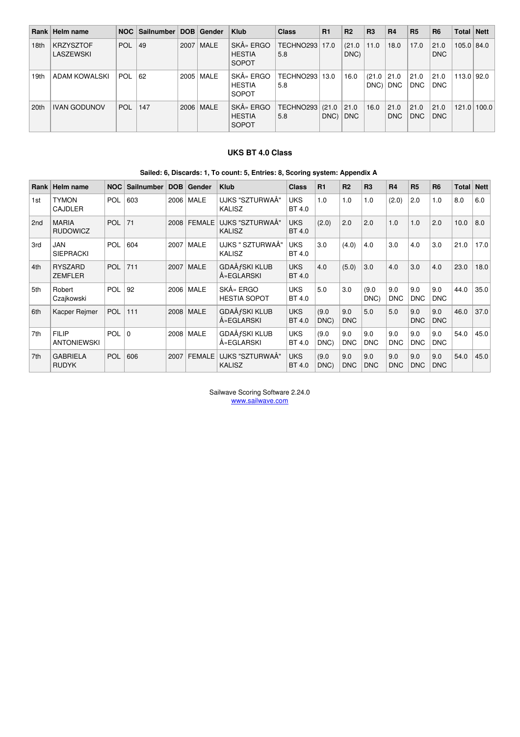| Rank | Helm name | NOC | Sailnumber | DOB | Gender | Klub | Class | R1 | R2 | R3 | R4 | R5 | R6 | Total | Nett |
|---|---|---|---|---|---|---|---|---|---|---|---|---|---|---|---|
| 18th | KRZYSZTOF LASZEWSKI | POL | 49 | 2007 | MALE | SKÅ» ERGO HESTIA SOPOT | TECHNO293 5.8 | 17.0 | (21.0 DNC) | 11.0 | 18.0 | 17.0 | 21.0 DNC | 105.0 | 84.0 |
| 19th | ADAM KOWALSKI | POL | 62 | 2005 | MALE | SKÅ» ERGO HESTIA SOPOT | TECHNO293 5.8 | 13.0 | 16.0 | (21.0 DNC) | 21.0 DNC | 21.0 DNC | 21.0 DNC | 113.0 | 92.0 |
| 20th | IVAN GODUNOV | POL | 147 | 2006 | MALE | SKÅ» ERGO HESTIA SOPOT | TECHNO293 5.8 | (21.0 DNC) | 21.0 DNC | 16.0 | 21.0 DNC | 21.0 DNC | 21.0 DNC | 121.0 | 100.0 |

### UKS BT 4.0 Class

**Sailed: 6, Discards: 1, To count: 5, Entries: 8, Scoring system: Appendix A**

| Rank | Helm name | NOC | Sailnumber | DOB | Gender | Klub | Class | R1 | R2 | R3 | R4 | R5 | R6 | Total | Nett |
|---|---|---|---|---|---|---|---|---|---|---|---|---|---|---|---|
| 1st | TYMON CAJDLER | POL | 603 | 2006 | MALE | UJKS "SZTURWAÅ" KALISZ | UKS BT 4.0 | 1.0 | 1.0 | 1.0 | (2.0) | 2.0 | 1.0 | 8.0 | 6.0 |
| 2nd | MARIA RUDOWICZ | POL | 71 | 2008 | FEMALE | UJKS "SZTURWAÅ" KALISZ | UKS BT 4.0 | (2.0) | 2.0 | 2.0 | 1.0 | 1.0 | 2.0 | 10.0 | 8.0 |
| 3rd | JAN SIEPRACKI | POL | 604 | 2007 | MALE | UJKS " SZTURWAÅ" KALISZ | UKS BT 4.0 | 3.0 | (4.0) | 4.0 | 3.0 | 4.0 | 3.0 | 21.0 | 17.0 |
| 4th | RYSZARD ZEMFLER | POL | 711 | 2007 | MALE | GDAÅƒSKI KLUB Å»EGLARSKI | UKS BT 4.0 | 4.0 | (5.0) | 3.0 | 4.0 | 3.0 | 4.0 | 23.0 | 18.0 |
| 5th | Robert Czajkowski | POL | 92 | 2006 | MALE | SKÅ» ERGO HESTIA SOPOT | UKS BT 4.0 | 5.0 | 3.0 | (9.0 DNC) | 9.0 DNC | 9.0 DNC | 9.0 DNC | 44.0 | 35.0 |
| 6th | Kacper Rejmer | POL | 111 | 2008 | MALE | GDAÅƒSKI KLUB Å»EGLARSKI | UKS BT 4.0 | (9.0 DNC) | 9.0 DNC | 5.0 | 5.0 | 9.0 DNC | 9.0 DNC | 46.0 | 37.0 |
| 7th | FILIP ANTONIEWSKI | POL | 0 | 2008 | MALE | GDAÅƒSKI KLUB Å»EGLARSKI | UKS BT 4.0 | (9.0 DNC) | 9.0 DNC | 9.0 DNC | 9.0 DNC | 9.0 DNC | 9.0 DNC | 54.0 | 45.0 |
| 7th | GABRIELA RUDYK | POL | 606 | 2007 | FEMALE | UJKS "SZTURWAÅ" KALISZ | UKS BT 4.0 | (9.0 DNC) | 9.0 DNC | 9.0 DNC | 9.0 DNC | 9.0 DNC | 9.0 DNC | 54.0 | 45.0 |

Sailwave Scoring Software 2.24.0
www.sailwave.com